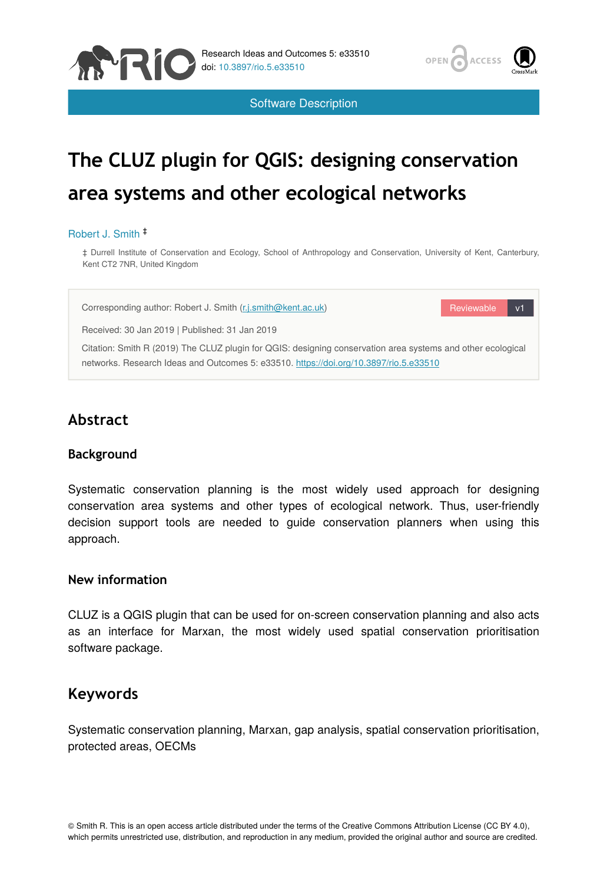Software Description

# The CLUZ plugin for QGIS: designing conservation area systems and other ecological networks

Robert J. Smith ‡

‡ Durrell Institute of Conservation and Ecology, School of Anthropology and Conservation, University of Kent, Canterbury, Kent CT2 7NR, United Kingdom

Corresponding author: Robert J. Smith (r.j.smith@kent.ac.uk)

Reviewable v1

Received: 30 Jan 2019 | Published: 31 Jan 2019

Citation: Smith R (2019) The CLUZ plugin for QGIS: designing conservation area systems and other ecological networks. Research Ideas and Outcomes 5: e33510. https://doi.org/10.3897/rio.5.e33510

## Abstract

### Background

Systematic conservation planning is the most widely used approach for designing conservation area systems and other types of ecological network. Thus, user-friendly decision support tools are needed to guide conservation planners when using this approach.

### New information

CLUZ is a QGIS plugin that can be used for on-screen conservation planning and also acts as an interface for Marxan, the most widely used spatial conservation prioritisation software package.

## Keywords

Systematic conservation planning, Marxan, gap analysis, spatial conservation prioritisation, protected areas, OECMs

© Smith R. This is an open access article distributed under the terms of the Creative Commons Attribution License (CC BY 4.0), which permits unrestricted use, distribution, and reproduction in any medium, provided the original author and source are credited.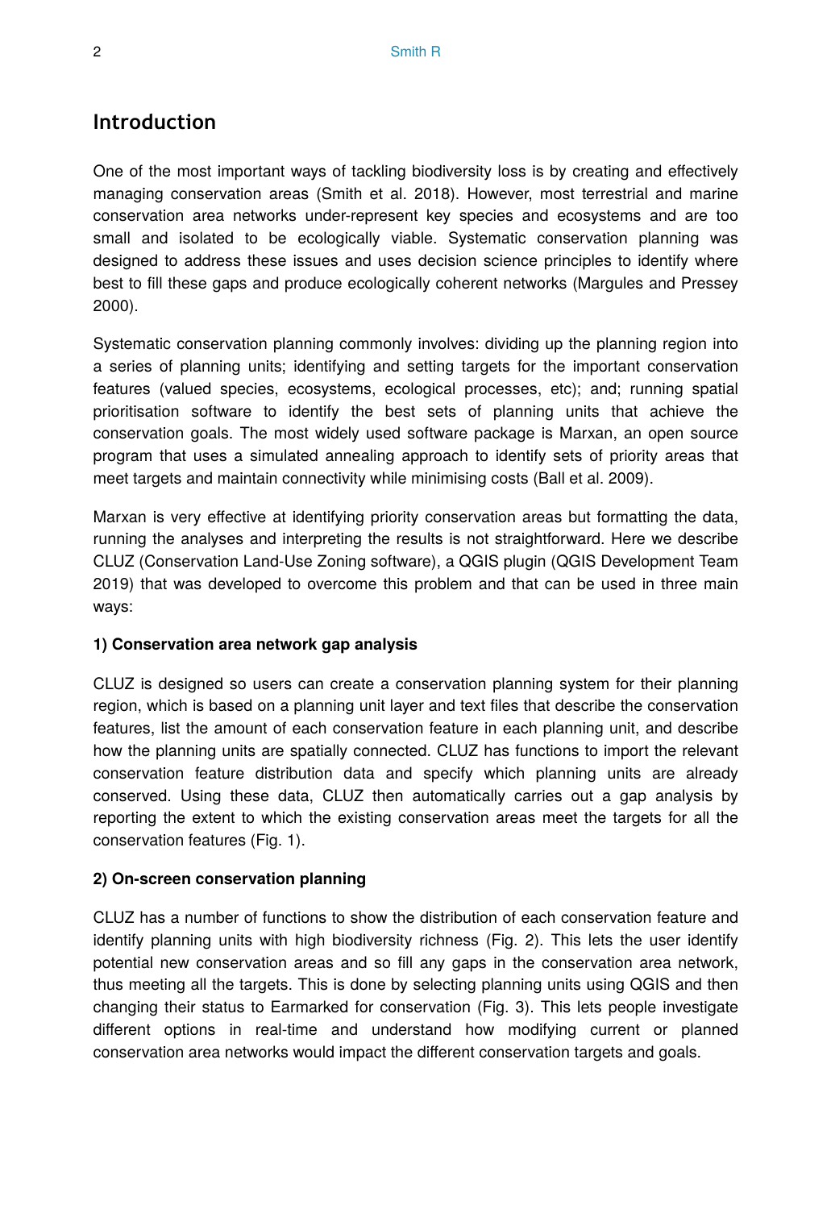## Introduction

One of the most important ways of tackling biodiversity loss is by creating and effectively managing conservation areas (Smith et al. 2018). However, most terrestrial and marine conservation area networks under-represent key species and ecosystems and are too small and isolated to be ecologically viable. Systematic conservation planning was designed to address these issues and uses decision science principles to identify where best to fill these gaps and produce ecologically coherent networks (Margules and Pressey 2000).

Systematic conservation planning commonly involves: dividing up the planning region into a series of planning units; identifying and setting targets for the important conservation features (valued species, ecosystems, ecological processes, etc); and; running spatial prioritisation software to identify the best sets of planning units that achieve the conservation goals. The most widely used software package is Marxan, an open source program that uses a simulated annealing approach to identify sets of priority areas that meet targets and maintain connectivity while minimising costs (Ball et al. 2009).

Marxan is very effective at identifying priority conservation areas but formatting the data, running the analyses and interpreting the results is not straightforward. Here we describe CLUZ (Conservation Land-Use Zoning software), a QGIS plugin (QGIS Development Team 2019) that was developed to overcome this problem and that can be used in three main ways:

**1) Conservation area network gap analysis**

CLUZ is designed so users can create a conservation planning system for their planning region, which is based on a planning unit layer and text files that describe the conservation features, list the amount of each conservation feature in each planning unit, and describe how the planning units are spatially connected. CLUZ has functions to import the relevant conservation feature distribution data and specify which planning units are already conserved. Using these data, CLUZ then automatically carries out a gap analysis by reporting the extent to which the existing conservation areas meet the targets for all the conservation features (Fig. 1).

**2) On-screen conservation planning**

CLUZ has a number of functions to show the distribution of each conservation feature and identify planning units with high biodiversity richness (Fig. 2). This lets the user identify potential new conservation areas and so fill any gaps in the conservation area network, thus meeting all the targets. This is done by selecting planning units using QGIS and then changing their status to Earmarked for conservation (Fig. 3). This lets people investigate different options in real-time and understand how modifying current or planned conservation area networks would impact the different conservation targets and goals.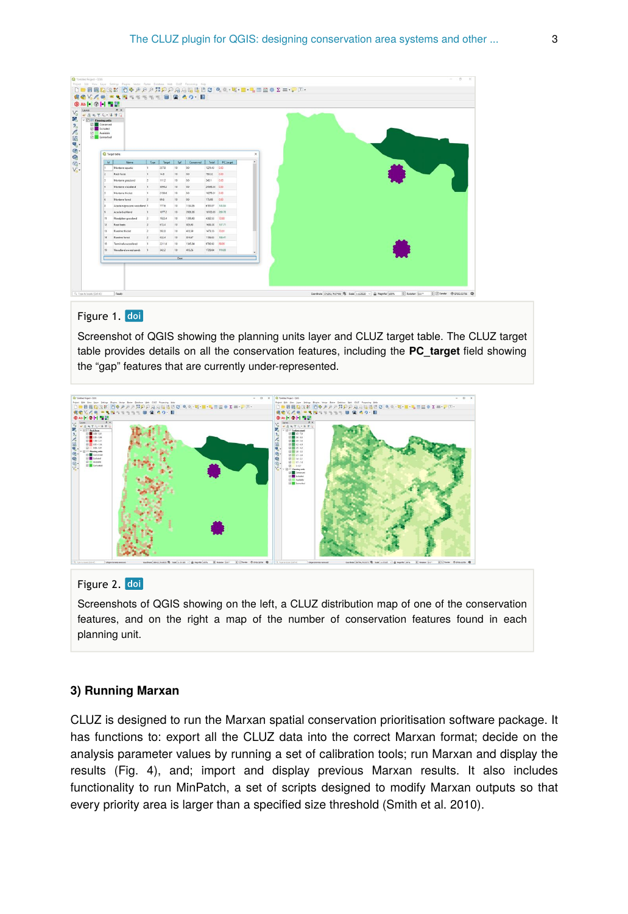Figure 1. doi

Screenshot of QGIS showing the planning units layer and CLUZ target table. The CLUZ target table provides details on all the conservation features, including the **PC_target** field showing the “gap” features that are currently under-represented.

Figure 2. doi

Screenshots of QGIS showing on the left, a CLUZ distribution map of one of the conservation features, and on the right a map of the number of conservation features found in each planning unit.

### 3) Running Marxan

CLUZ is designed to run the Marxan spatial conservation prioritisation software package. It has functions to: export all the CLUZ data into the correct Marxan format; decide on the analysis parameter values by running a set of calibration tools; run Marxan and display the results (Fig. 4), and; import and display previous Marxan results. It also includes functionality to run MinPatch, a set of scripts designed to modify Marxan outputs so that every priority area is larger than a specified size threshold (Smith et al. 2010).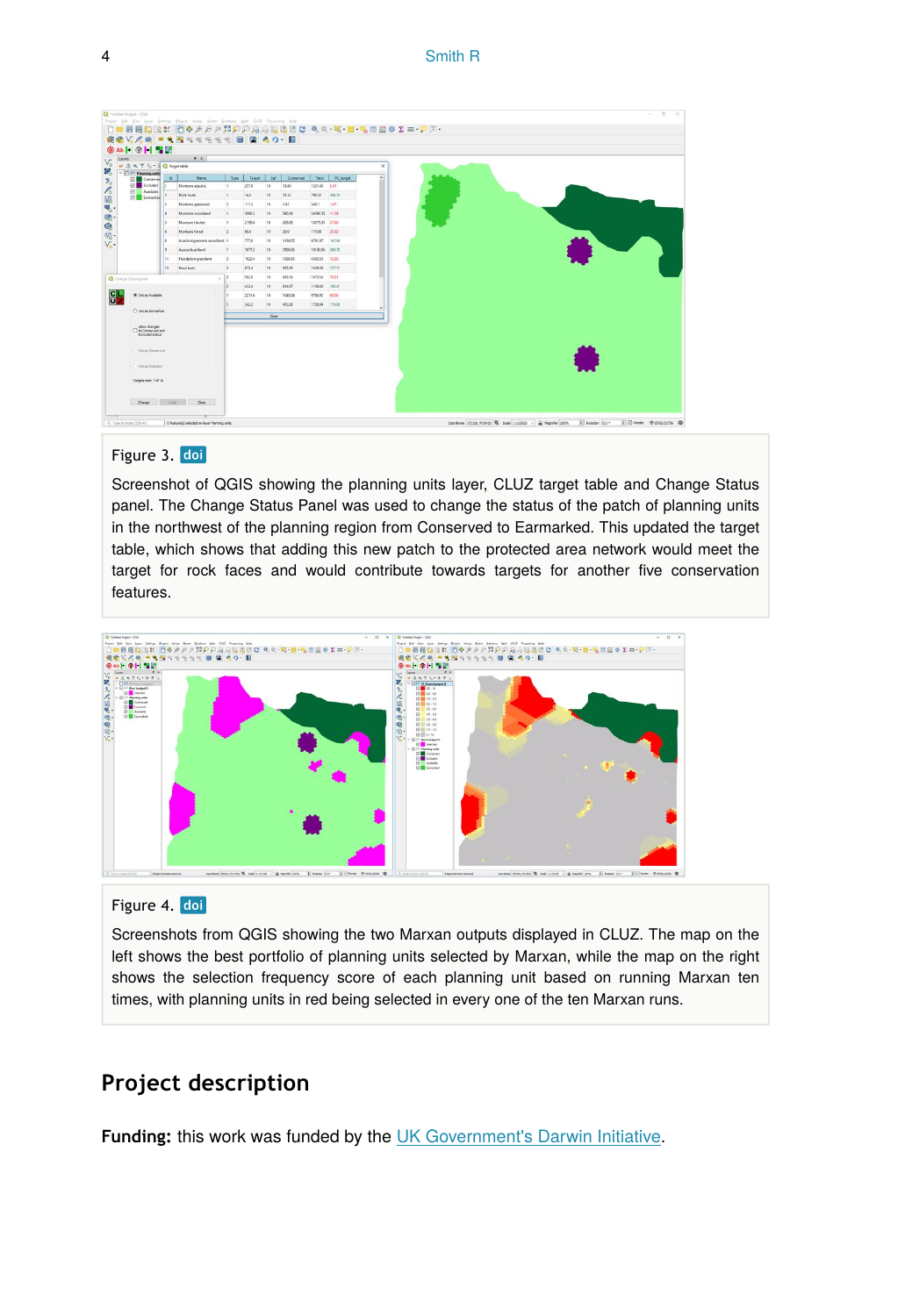Figure 3. doi

Screenshot of QGIS showing the planning units layer, CLUZ target table and Change Status panel. The Change Status Panel was used to change the status of the patch of planning units in the northwest of the planning region from Conserved to Earmarked. This updated the target table, which shows that adding this new patch to the protected area network would meet the target for rock faces and would contribute towards targets for another five conservation features.

Figure 4. doi

Screenshots from QGIS showing the two Marxan outputs displayed in CLUZ. The map on the left shows the best portfolio of planning units selected by Marxan, while the map on the right shows the selection frequency score of each planning unit based on running Marxan ten times, with planning units in red being selected in every one of the ten Marxan runs.

## Project description

**Funding:** this work was funded by the UK Government's Darwin Initiative.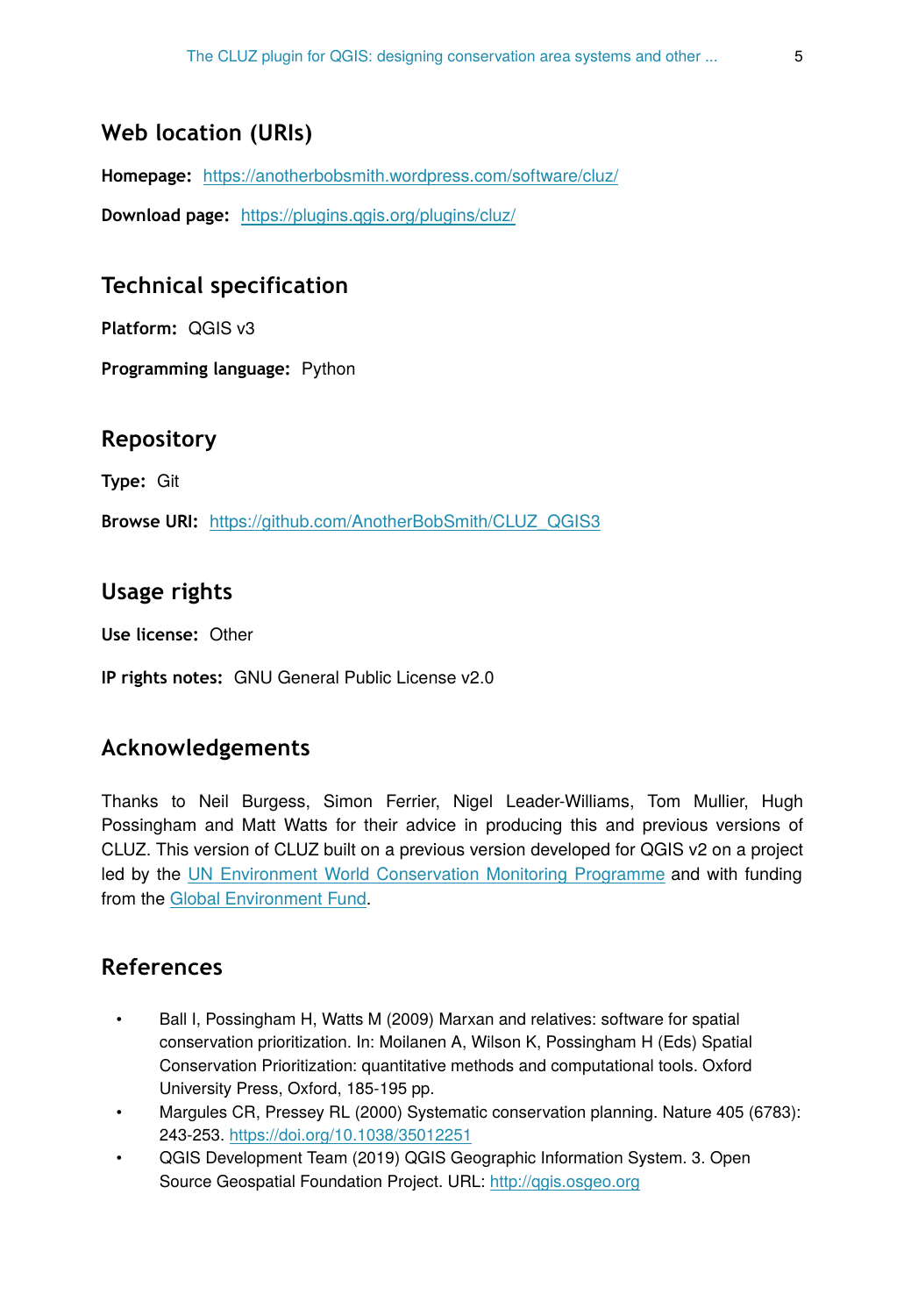## Web location (URIs)

**Homepage:** https://anotherbobsmith.wordpress.com/software/cluz/

**Download page:** https://plugins.qgis.org/plugins/cluz/

## Technical specification

**Platform:** QGIS v3

**Programming language:** Python

## Repository

**Type:** Git

**Browse URI:** https://github.com/AnotherBobSmith/CLUZ_QGIS3

## Usage rights

**Use license:** Other

**IP rights notes:** GNU General Public License v2.0

## Acknowledgements

Thanks to Neil Burgess, Simon Ferrier, Nigel Leader-Williams, Tom Mullier, Hugh Possingham and Matt Watts for their advice in producing this and previous versions of CLUZ. This version of CLUZ built on a previous version developed for QGIS v2 on a project led by the UN Environment World Conservation Monitoring Programme and with funding from the Global Environment Fund.

## References

- Ball I, Possingham H, Watts M (2009) Marxan and relatives: software for spatial conservation prioritization. In: Moilanen A, Wilson K, Possingham H (Eds) Spatial Conservation Prioritization: quantitative methods and computational tools. Oxford University Press, Oxford, 185-195 pp.
- Margules CR, Pressey RL (2000) Systematic conservation planning. Nature 405 (6783): 243-253. https://doi.org/10.1038/35012251
- QGIS Development Team (2019) QGIS Geographic Information System. 3. Open Source Geospatial Foundation Project. URL: http://qgis.osgeo.org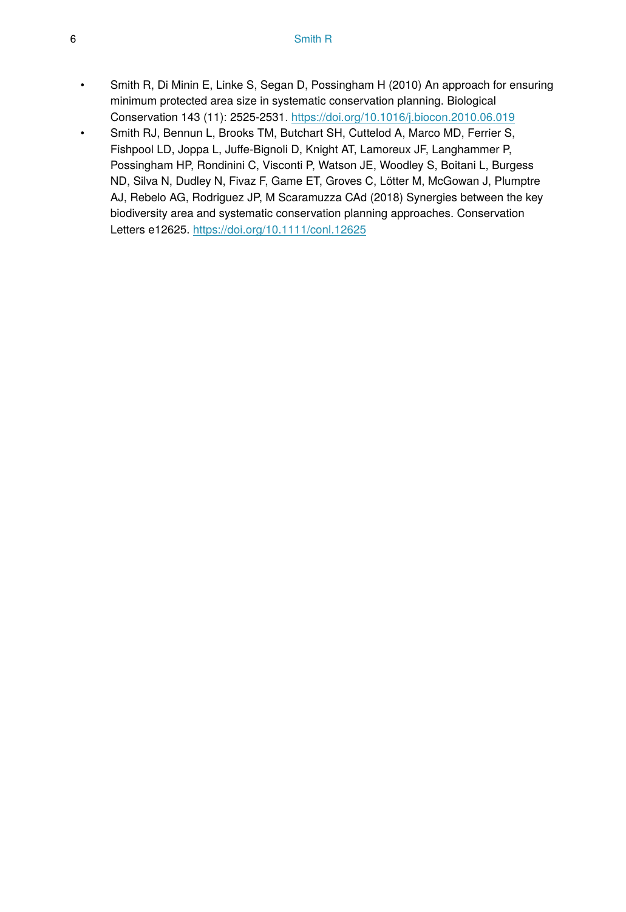- Smith R, Di Minin E, Linke S, Segan D, Possingham H (2010) An approach for ensuring minimum protected area size in systematic conservation planning. Biological Conservation 143 (11): 2525-2531. https://doi.org/10.1016/j.biocon.2010.06.019
- Smith RJ, Bennun L, Brooks TM, Butchart SH, Cuttelod A, Marco MD, Ferrier S, Fishpool LD, Joppa L, Juffe-Bignoli D, Knight AT, Lamoreux JF, Langhammer P, Possingham HP, Rondinini C, Visconti P, Watson JE, Woodley S, Boitani L, Burgess ND, Silva N, Dudley N, Fivaz F, Game ET, Groves C, Lötter M, McGowan J, Plumptre AJ, Rebelo AG, Rodriguez JP, M Scaramuzza CAd (2018) Synergies between the key biodiversity area and systematic conservation planning approaches. Conservation Letters e12625. https://doi.org/10.1111/conl.12625